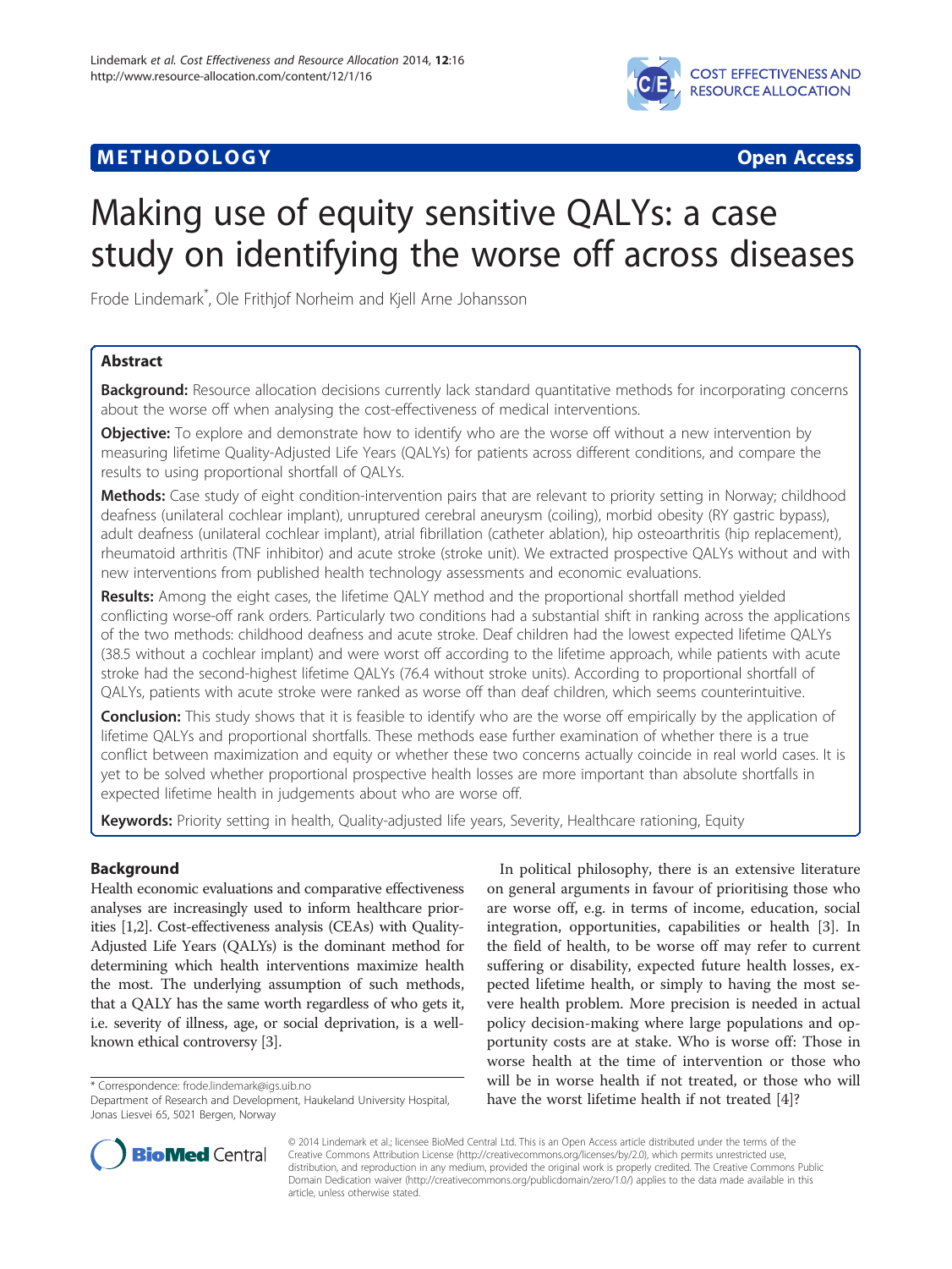**METHODOLOGY** **Open Access**

# Making use of equity sensitive QALYs: a case study on identifying the worse off across diseases

Frode Lindemark*, Ole Frithjof Norheim and Kjell Arne Johansson

## Abstract

**Background:** Resource allocation decisions currently lack standard quantitative methods for incorporating concerns about the worse off when analysing the cost-effectiveness of medical interventions.

**Objective:** To explore and demonstrate how to identify who are the worse off without a new intervention by measuring lifetime Quality-Adjusted Life Years (QALYs) for patients across different conditions, and compare the results to using proportional shortfall of QALYs.

**Methods:** Case study of eight condition-intervention pairs that are relevant to priority setting in Norway; childhood deafness (unilateral cochlear implant), unruptured cerebral aneurysm (coiling), morbid obesity (RY gastric bypass), adult deafness (unilateral cochlear implant), atrial fibrillation (catheter ablation), hip osteoarthritis (hip replacement), rheumatoid arthritis (TNF inhibitor) and acute stroke (stroke unit). We extracted prospective QALYs without and with new interventions from published health technology assessments and economic evaluations.

**Results:** Among the eight cases, the lifetime QALY method and the proportional shortfall method yielded conflicting worse-off rank orders. Particularly two conditions had a substantial shift in ranking across the applications of the two methods: childhood deafness and acute stroke. Deaf children had the lowest expected lifetime QALYs (38.5 without a cochlear implant) and were worst off according to the lifetime approach, while patients with acute stroke had the second-highest lifetime QALYs (76.4 without stroke units). According to proportional shortfall of QALYs, patients with acute stroke were ranked as worse off than deaf children, which seems counterintuitive.

**Conclusion:** This study shows that it is feasible to identify who are the worse off empirically by the application of lifetime QALYs and proportional shortfalls. These methods ease further examination of whether there is a true conflict between maximization and equity or whether these two concerns actually coincide in real world cases. It is yet to be solved whether proportional prospective health losses are more important than absolute shortfalls in expected lifetime health in judgements about who are worse off.

**Keywords:** Priority setting in health, Quality-adjusted life years, Severity, Healthcare rationing, Equity

## Background

Health economic evaluations and comparative effectiveness analyses are increasingly used to inform healthcare priorities [1,2]. Cost-effectiveness analysis (CEAs) with Quality-Adjusted Life Years (QALYs) is the dominant method for determining which health interventions maximize health the most. The underlying assumption of such methods, that a QALY has the same worth regardless of who gets it, i.e. severity of illness, age, or social deprivation, is a well-known ethical controversy [3].

In political philosophy, there is an extensive literature on general arguments in favour of prioritising those who are worse off, e.g. in terms of income, education, social integration, opportunities, capabilities or health [3]. In the field of health, to be worse off may refer to current suffering or disability, expected future health losses, expected lifetime health, or simply to having the most severe health problem. More precision is needed in actual policy decision-making where large populations and opportunity costs are at stake. Who is worse off: Those in worse health at the time of intervention or those who will be in worse health if not treated, or those who will have the worst lifetime health if not treated [4]?

* Correspondence: frode.lindemark@igs.uib.no
Department of Research and Development, Haukeland University Hospital, Jonas Liesvei 65, 5021 Bergen, Norway

© 2014 Lindemark et al.; licensee BioMed Central Ltd. This is an Open Access article distributed under the terms of the Creative Commons Attribution License (http://creativecommons.org/licenses/by/2.0), which permits unrestricted use, distribution, and reproduction in any medium, provided the original work is properly credited. The Creative Commons Public Domain Dedication waiver (http://creativecommons.org/publicdomain/zero/1.0/) applies to the data made available in this article, unless otherwise stated.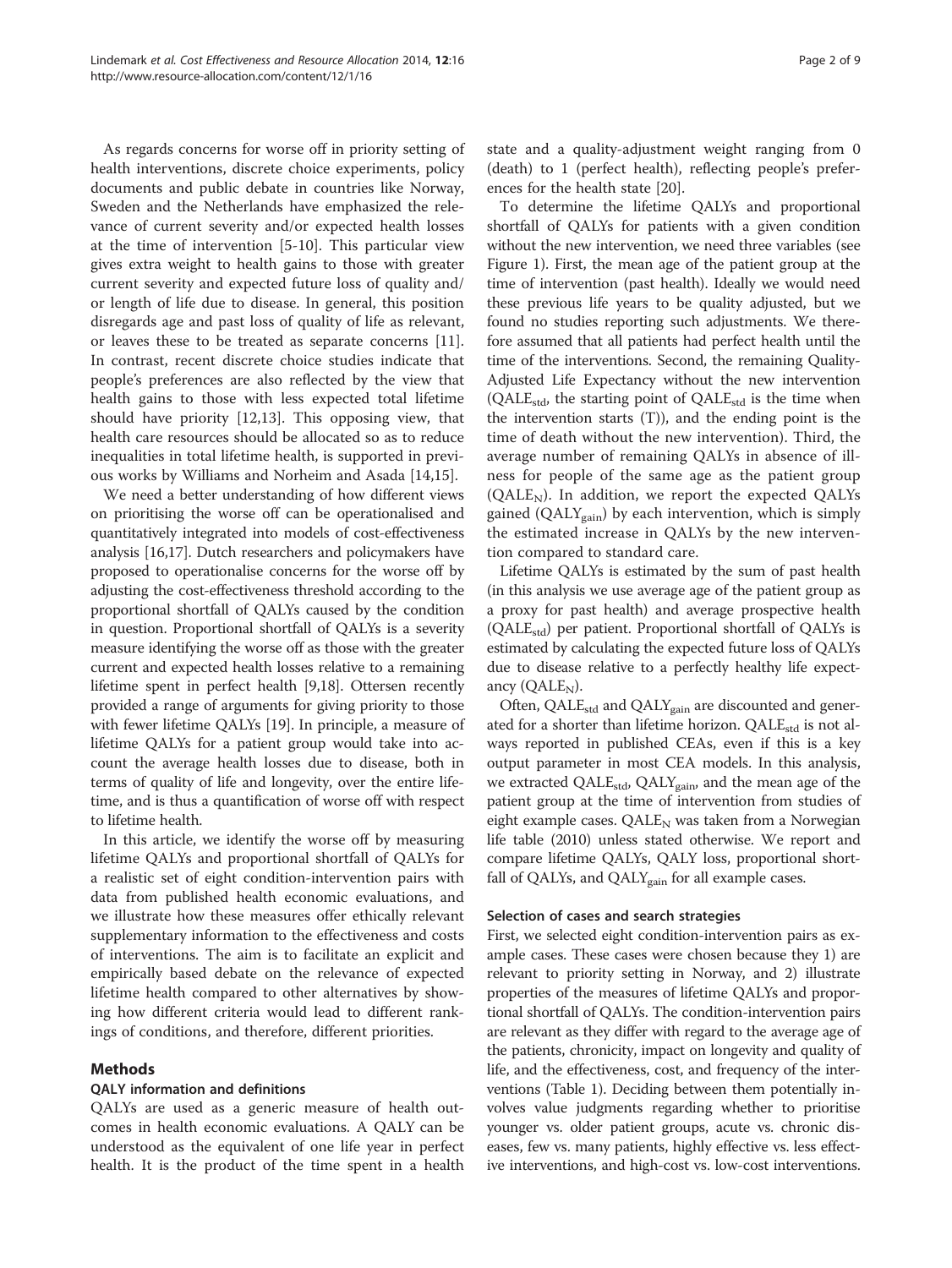As regards concerns for worse off in priority setting of health interventions, discrete choice experiments, policy documents and public debate in countries like Norway, Sweden and the Netherlands have emphasized the relevance of current severity and/or expected health losses at the time of intervention [5-10]. This particular view gives extra weight to health gains to those with greater current severity and expected future loss of quality and/or length of life due to disease. In general, this position disregards age and past loss of quality of life as relevant, or leaves these to be treated as separate concerns [11]. In contrast, recent discrete choice studies indicate that people's preferences are also reflected by the view that health gains to those with less expected total lifetime should have priority [12,13]. This opposing view, that health care resources should be allocated so as to reduce inequalities in total lifetime health, is supported in previous works by Williams and Norheim and Asada [14,15].

We need a better understanding of how different views on prioritising the worse off can be operationalised and quantitatively integrated into models of cost-effectiveness analysis [16,17]. Dutch researchers and policymakers have proposed to operationalise concerns for the worse off by adjusting the cost-effectiveness threshold according to the proportional shortfall of QALYs caused by the condition in question. Proportional shortfall of QALYs is a severity measure identifying the worse off as those with the greater current and expected health losses relative to a remaining lifetime spent in perfect health [9,18]. Ottersen recently provided a range of arguments for giving priority to those with fewer lifetime QALYs [19]. In principle, a measure of lifetime QALYs for a patient group would take into account the average health losses due to disease, both in terms of quality of life and longevity, over the entire lifetime, and is thus a quantification of worse off with respect to lifetime health.

In this article, we identify the worse off by measuring lifetime QALYs and proportional shortfall of QALYs for a realistic set of eight condition-intervention pairs with data from published health economic evaluations, and we illustrate how these measures offer ethically relevant supplementary information to the effectiveness and costs of interventions. The aim is to facilitate an explicit and empirically based debate on the relevance of expected lifetime health compared to other alternatives by showing how different criteria would lead to different rankings of conditions, and therefore, different priorities.

## Methods

### QALY information and definitions

QALYs are used as a generic measure of health outcomes in health economic evaluations. A QALY can be understood as the equivalent of one life year in perfect health. It is the product of the time spent in a health state and a quality-adjustment weight ranging from 0 (death) to 1 (perfect health), reflecting people's preferences for the health state [20].

To determine the lifetime QALYs and proportional shortfall of QALYs for patients with a given condition without the new intervention, we need three variables (see Figure 1). First, the mean age of the patient group at the time of intervention (past health). Ideally we would need these previous life years to be quality adjusted, but we found no studies reporting such adjustments. We therefore assumed that all patients had perfect health until the time of the interventions. Second, the remaining Quality-Adjusted Life Expectancy without the new intervention ($QALE_{std}$, the starting point of $QALE_{std}$ is the time when the intervention starts (T)), and the ending point is the time of death without the new intervention). Third, the average number of remaining QALYs in absence of illness for people of the same age as the patient group ($QALE_N$). In addition, we report the expected QALYs gained ($QALY_{gain}$) by each intervention, which is simply the estimated increase in QALYs by the new intervention compared to standard care.

Lifetime QALYs is estimated by the sum of past health (in this analysis we use average age of the patient group as a proxy for past health) and average prospective health ($QALE_{std}$) per patient. Proportional shortfall of QALYs is estimated by calculating the expected future loss of QALYs due to disease relative to a perfectly healthy life expectancy ($QALE_N$).

Often, $QALE_{std}$ and $QALY_{gain}$ are discounted and generated for a shorter than lifetime horizon. $QALE_{std}$ is not always reported in published CEAs, even if this is a key output parameter in most CEA models. In this analysis, we extracted $QALE_{std}$, $QALY_{gain}$, and the mean age of the patient group at the time of intervention from studies of eight example cases. $QALE_N$ was taken from a Norwegian life table (2010) unless stated otherwise. We report and compare lifetime QALYs, QALY loss, proportional shortfall of QALYs, and $QALY_{gain}$ for all example cases.

### Selection of cases and search strategies

First, we selected eight condition-intervention pairs as example cases. These cases were chosen because they 1) are relevant to priority setting in Norway, and 2) illustrate properties of the measures of lifetime QALYs and proportional shortfall of QALYs. The condition-intervention pairs are relevant as they differ with regard to the average age of the patients, chronicity, impact on longevity and quality of life, and the effectiveness, cost, and frequency of the interventions (Table 1). Deciding between them potentially involves value judgments regarding whether to prioritise younger vs. older patient groups, acute vs. chronic diseases, few vs. many patients, highly effective vs. less effective interventions, and high-cost vs. low-cost interventions.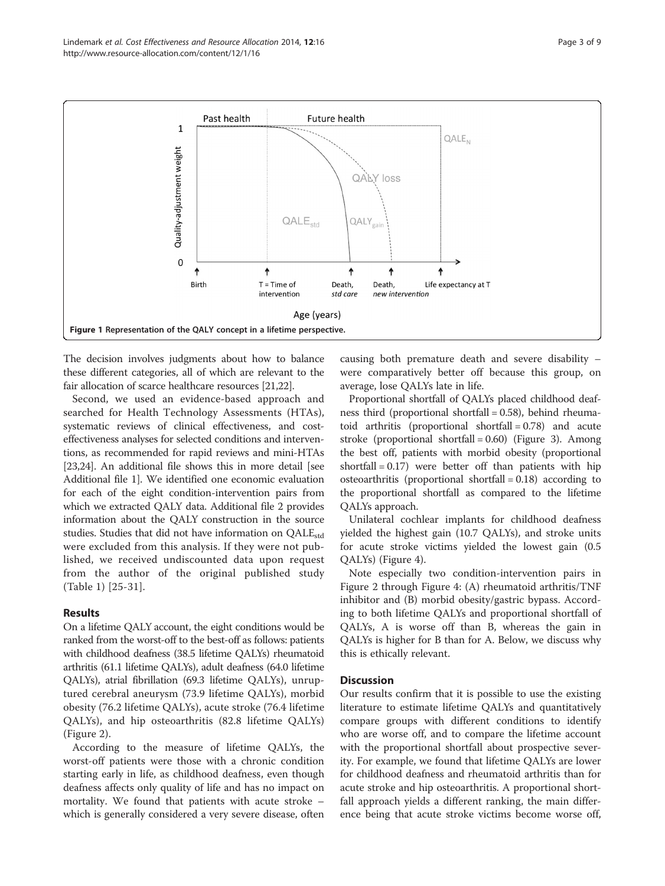Figure 1 Representation of the QALY concept in a lifetime perspective.

The decision involves judgments about how to balance these different categories, all of which are relevant to the fair allocation of scarce healthcare resources [21,22].

Second, we used an evidence-based approach and searched for Health Technology Assessments (HTAs), systematic reviews of clinical effectiveness, and cost-effectiveness analyses for selected conditions and interventions, as recommended for rapid reviews and mini-HTAs [23,24]. An additional file shows this in more detail [see Additional file 1]. We identified one economic evaluation for each of the eight condition-intervention pairs from which we extracted QALY data. Additional file 2 provides information about the QALY construction in the source studies. Studies that did not have information on $QALE_{std}$ were excluded from this analysis. If they were not published, we received undiscounted data upon request from the author of the original published study (Table 1) [25-31].

## Results

On a lifetime QALY account, the eight conditions would be ranked from the worst-off to the best-off as follows: patients with childhood deafness (38.5 lifetime QALYs) rheumatoid arthritis (61.1 lifetime QALYs), adult deafness (64.0 lifetime QALYs), atrial fibrillation (69.3 lifetime QALYs), unruptured cerebral aneurysm (73.9 lifetime QALYs), morbid obesity (76.2 lifetime QALYs), acute stroke (76.4 lifetime QALYs), and hip osteoarthritis (82.8 lifetime QALYs) (Figure 2).

According to the measure of lifetime QALYs, the worst-off patients were those with a chronic condition starting early in life, as childhood deafness, even though deafness affects only quality of life and has no impact on mortality. We found that patients with acute stroke – which is generally considered a very severe disease, often causing both premature death and severe disability – were comparatively better off because this group, on average, lose QALYs late in life.

Proportional shortfall of QALYs placed childhood deafness third (proportional shortfall = 0.58), behind rheumatoid arthritis (proportional shortfall = 0.78) and acute stroke (proportional shortfall = 0.60) (Figure 3). Among the best off, patients with morbid obesity (proportional shortfall = 0.17) were better off than patients with hip osteoarthritis (proportional shortfall = 0.18) according to the proportional shortfall as compared to the lifetime QALYs approach.

Unilateral cochlear implants for childhood deafness yielded the highest gain (10.7 QALYs), and stroke units for acute stroke victims yielded the lowest gain (0.5 QALYs) (Figure 4).

Note especially two condition-intervention pairs in Figure 2 through Figure 4: (A) rheumatoid arthritis/TNF inhibitor and (B) morbid obesity/gastric bypass. According to both lifetime QALYs and proportional shortfall of QALYs, A is worse off than B, whereas the gain in QALYs is higher for B than for A. Below, we discuss why this is ethically relevant.

## Discussion

Our results confirm that it is possible to use the existing literature to estimate lifetime QALYs and quantitatively compare groups with different conditions to identify who are worse off, and to compare the lifetime account with the proportional shortfall about prospective severity. For example, we found that lifetime QALYs are lower for childhood deafness and rheumatoid arthritis than for acute stroke and hip osteoarthritis. A proportional shortfall approach yields a different ranking, the main difference being that acute stroke victims become worse off,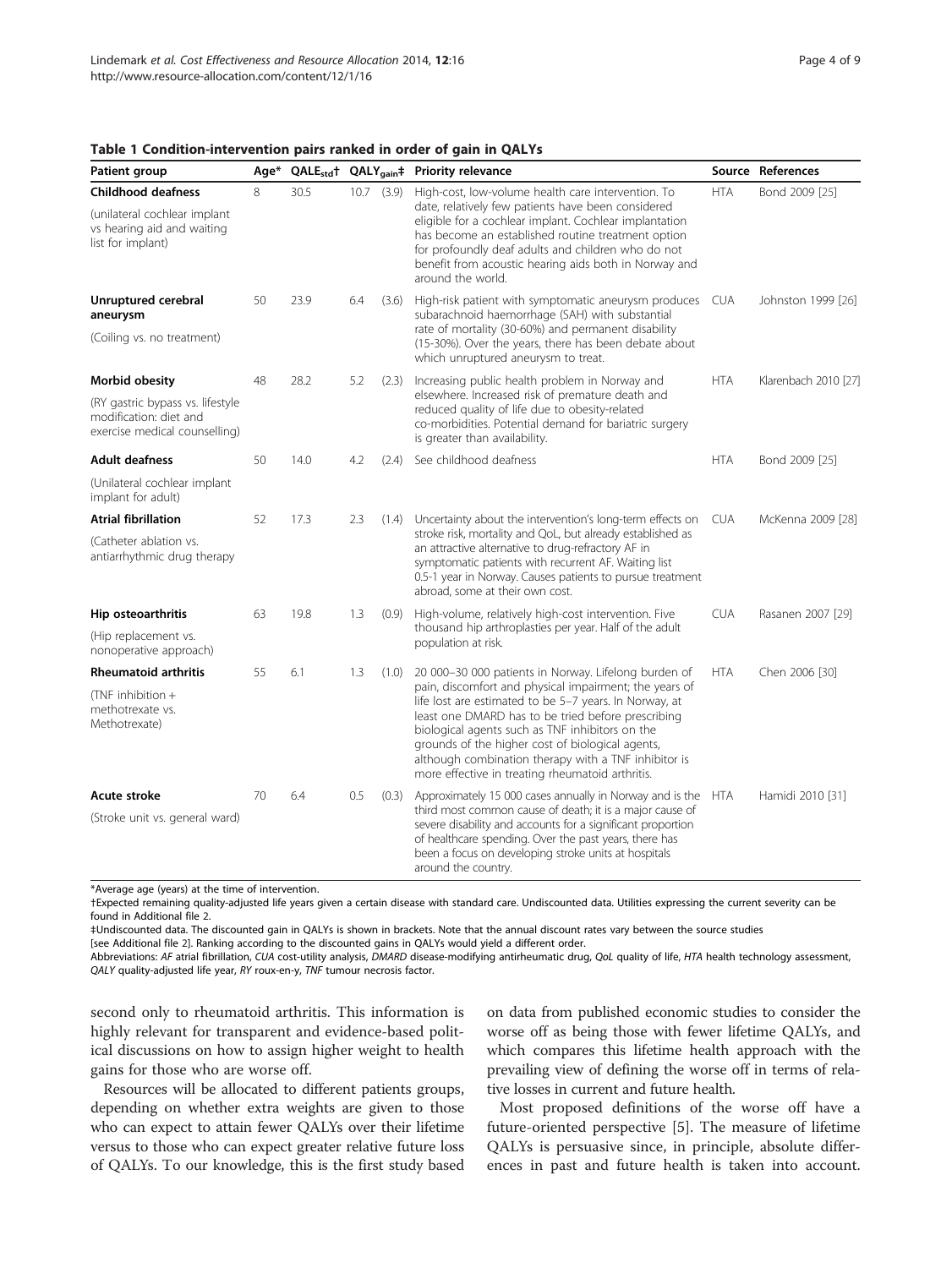**Table 1 Condition-intervention pairs ranked in order of gain in QALYs**

| Patient group | Age* | $QALE_{std}$† | $QALY_{gain}$‡ | | Priority relevance | Source | References |
|---|---|---|---|---|---|---|---|
| **Childhood deafness** (unilateral cochlear implant vs hearing aid and waiting list for implant) | 8 | 30.5 | 10.7 | (3.9) | High-cost, low-volume health care intervention. To date, relatively few patients have been considered eligible for a cochlear implant. Cochlear implantation has become an established routine treatment option for profoundly deaf adults and children who do not benefit from acoustic hearing aids both in Norway and around the world. | HTA | Bond 2009 [25] |
| **Unruptured cerebral aneurysm** (Coiling vs. no treatment) | 50 | 23.9 | 6.4 | (3.6) | High-risk patient with symptomatic aneurysm produces subarachnoid haemorrhage (SAH) with substantial rate of mortality (30-60%) and permanent disability (15-30%). Over the years, there has been debate about which unruptured aneurysm to treat. | CUA | Johnston 1999 [26] |
| **Morbid obesity** (RY gastric bypass vs. lifestyle modification: diet and exercise medical counselling) | 48 | 28.2 | 5.2 | (2.3) | Increasing public health problem in Norway and elsewhere. Increased risk of premature death and reduced quality of life due to obesity-related co-morbidities. Potential demand for bariatric surgery is greater than availability. | HTA | Klarenbach 2010 [27] |
| **Adult deafness** (Unilateral cochlear implant implant for adult) | 50 | 14.0 | 4.2 | (2.4) | See childhood deafness | HTA | Bond 2009 [25] |
| **Atrial fibrillation** (Catheter ablation vs. antiarrhythmic drug therapy | 52 | 17.3 | 2.3 | (1.4) | Uncertainty about the intervention's long-term effects on stroke risk, mortality and QoL, but already established as an attractive alternative to drug-refractory AF in symptomatic patients with recurrent AF. Waiting list 0.5-1 year in Norway. Causes patients to pursue treatment abroad, some at their own cost. | CUA | McKenna 2009 [28] |
| **Hip osteoarthritis** (Hip replacement vs. nonoperative approach) | 63 | 19.8 | 1.3 | (0.9) | High-volume, relatively high-cost intervention. Five thousand hip arthroplasties per year. Half of the adult population at risk. | CUA | Rasanen 2007 [29] |
| **Rheumatoid arthritis** (TNF inhibition + methotrexate vs. Methotrexate) | 55 | 6.1 | 1.3 | (1.0) | 20 000–30 000 patients in Norway. Lifelong burden of pain, discomfort and physical impairment; the years of life lost are estimated to be 5–7 years. In Norway, at least one DMARD has to be tried before prescribing biological agents such as TNF inhibitors on the grounds of the higher cost of biological agents, although combination therapy with a TNF inhibitor is more effective in treating rheumatoid arthritis. | HTA | Chen 2006 [30] |
| **Acute stroke** (Stroke unit vs. general ward) | 70 | 6.4 | 0.5 | (0.3) | Approximately 15 000 cases annually in Norway and is the third most common cause of death; it is a major cause of severe disability and accounts for a significant proportion of healthcare spending. Over the past years, there has been a focus on developing stroke units at hospitals around the country. | HTA | Hamidi 2010 [31] |

*Average age (years) at the time of intervention.

†Expected remaining quality-adjusted life years given a certain disease with standard care. Undiscounted data. Utilities expressing the current severity can be found in Additional file 2.

‡Undiscounted data. The discounted gain in QALYs is shown in brackets. Note that the annual discount rates vary between the source studies [see Additional file 2]. Ranking according to the discounted gains in QALYs would yield a different order.

Abbreviations: *AF* atrial fibrillation, *CUA* cost-utility analysis, *DMARD* disease-modifying antirheumatic drug, *QoL* quality of life, *HTA* health technology assessment, *QALY* quality-adjusted life year, *RY* roux-en-y, *TNF* tumour necrosis factor.

second only to rheumatoid arthritis. This information is highly relevant for transparent and evidence-based political discussions on how to assign higher weight to health gains for those who are worse off.

Resources will be allocated to different patients groups, depending on whether extra weights are given to those who can expect to attain fewer QALYs over their lifetime versus to those who can expect greater relative future loss of QALYs. To our knowledge, this is the first study based on data from published economic studies to consider the worse off as being those with fewer lifetime QALYs, and which compares this lifetime health approach with the prevailing view of defining the worse off in terms of relative losses in current and future health.

Most proposed definitions of the worse off have a future-oriented perspective [5]. The measure of lifetime QALYs is persuasive since, in principle, absolute differences in past and future health is taken into account.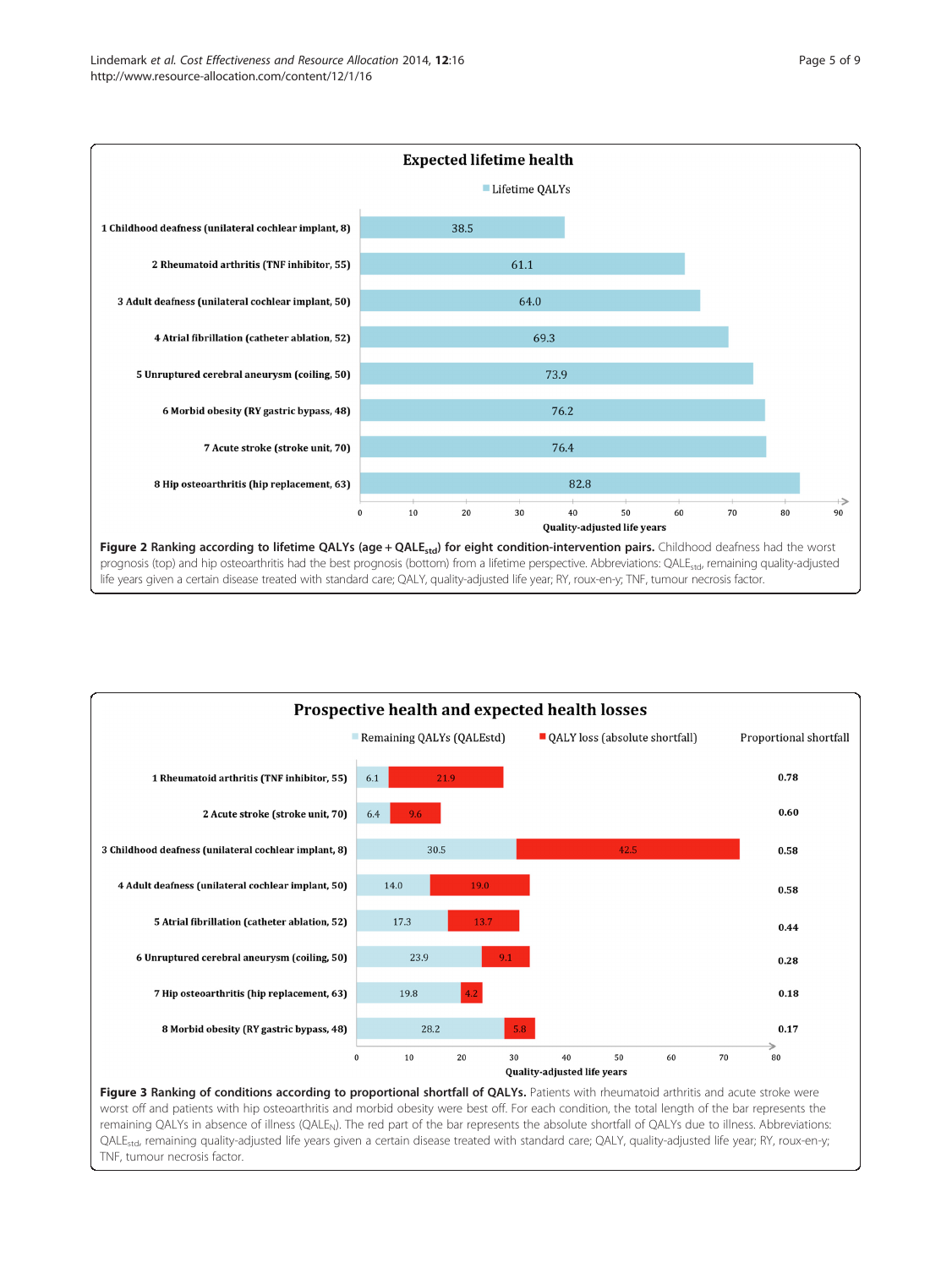**Expected lifetime health**

Lifetime QALYs

| Condition-intervention pair | Lifetime QALYs |
| --- | --- |
| 1 Childhood deafness (unilateral cochlear implant, 8) | 38.5 |
| 2 Rheumatoid arthritis (TNF inhibitor, 55) | 61.1 |
| 3 Adult deafness (unilateral cochlear implant, 50) | 64.0 |
| 4 Atrial fibrillation (catheter ablation, 52) | 69.3 |
| 5 Unruptured cerebral aneurysm (coiling, 50) | 73.9 |
| 6 Morbid obesity (RY gastric bypass, 48) | 76.2 |
| 7 Acute stroke (stroke unit, 70) | 76.4 |
| 8 Hip osteoarthritis (hip replacement, 63) | 82.8 |

Quality-adjusted life years

**Figure 2 Ranking according to lifetime QALYs (age + $QALE_{std}$) for eight condition-intervention pairs.** Childhood deafness had the worst prognosis (top) and hip osteoarthritis had the best prognosis (bottom) from a lifetime perspective. Abbreviations: $QALE_{std}$, remaining quality-adjusted life years given a certain disease treated with standard care; QALY, quality-adjusted life year; RY, roux-en-y; TNF, tumour necrosis factor.

**Prospective health and expected health losses**

| Condition-intervention pair | Remaining QALYs (QALEstd) | QALY loss (absolute shortfall) | Proportional shortfall |
| --- | --- | --- | --- |
| 1 Rheumatoid arthritis (TNF inhibitor, 55) | 6.1 | 21.9 | 0.78 |
| 2 Acute stroke (stroke unit, 70) | 6.4 | 9.6 | 0.60 |
| 3 Childhood deafness (unilateral cochlear implant, 8) | 30.5 | 42.5 | 0.58 |
| 4 Adult deafness (unilateral cochlear implant, 50) | 14.0 | 19.0 | 0.58 |
| 5 Atrial fibrillation (catheter ablation, 52) | 17.3 | 13.7 | 0.44 |
| 6 Unruptured cerebral aneurysm (coiling, 50) | 23.9 | 9.1 | 0.28 |
| 7 Hip osteoarthritis (hip replacement, 63) | 19.8 | 4.2 | 0.18 |
| 8 Morbid obesity (RY gastric bypass, 48) | 28.2 | 5.8 | 0.17 |

Quality-adjusted life years

**Figure 3 Ranking of conditions according to proportional shortfall of QALYs.** Patients with rheumatoid arthritis and acute stroke were worst off and patients with hip osteoarthritis and morbid obesity were best off. For each condition, the total length of the bar represents the remaining QALYs in absence of illness ($QALE_N$). The red part of the bar represents the absolute shortfall of QALYs due to illness. Abbreviations: $QALE_{std}$, remaining quality-adjusted life years given a certain disease treated with standard care; QALY, quality-adjusted life year; RY, roux-en-y; TNF, tumour necrosis factor.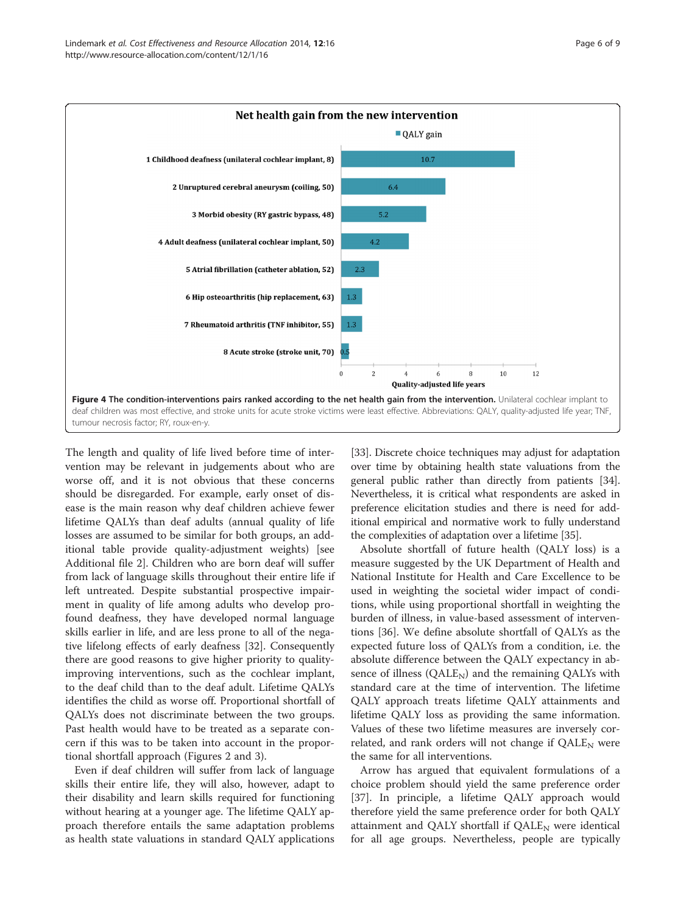**Figure 4 The condition-interventions pairs ranked according to the net health gain from the intervention.** Unilateral cochlear implant to deaf children was most effective, and stroke units for acute stroke victims were least effective. Abbreviations: QALY, quality-adjusted life year; TNF, tumour necrosis factor; RY, roux-en-y.

The length and quality of life lived before time of intervention may be relevant in judgements about who are worse off, and it is not obvious that these concerns should be disregarded. For example, early onset of disease is the main reason why deaf children achieve fewer lifetime QALYs than deaf adults (annual quality of life losses are assumed to be similar for both groups, an additional table provide quality-adjustment weights) [see Additional file 2]. Children who are born deaf will suffer from lack of language skills throughout their entire life if left untreated. Despite substantial prospective impairment in quality of life among adults who develop profound deafness, they have developed normal language skills earlier in life, and are less prone to all of the negative lifelong effects of early deafness [32]. Consequently there are good reasons to give higher priority to quality-improving interventions, such as the cochlear implant, to the deaf child than to the deaf adult. Lifetime QALYs identifies the child as worse off. Proportional shortfall of QALYs does not discriminate between the two groups. Past health would have to be treated as a separate concern if this was to be taken into account in the proportional shortfall approach (Figures 2 and 3).

Even if deaf children will suffer from lack of language skills their entire life, they will also, however, adapt to their disability and learn skills required for functioning without hearing at a younger age. The lifetime QALY approach therefore entails the same adaptation problems as health state valuations in standard QALY applications [33]. Discrete choice techniques may adjust for adaptation over time by obtaining health state valuations from the general public rather than directly from patients [34]. Nevertheless, it is critical what respondents are asked in preference elicitation studies and there is need for additional empirical and normative work to fully understand the complexities of adaptation over a lifetime [35].

Absolute shortfall of future health (QALY loss) is a measure suggested by the UK Department of Health and National Institute for Health and Care Excellence to be used in weighting the societal wider impact of conditions, while using proportional shortfall in weighting the burden of illness, in value-based assessment of interventions [36]. We define absolute shortfall of QALYs as the expected future loss of QALYs from a condition, i.e. the absolute difference between the QALY expectancy in absence of illness ($QALE_N$) and the remaining QALYs with standard care at the time of intervention. The lifetime QALY approach treats lifetime QALY attainments and lifetime QALY loss as providing the same information. Values of these two lifetime measures are inversely correlated, and rank orders will not change if $QALE_N$ were the same for all interventions.

Arrow has argued that equivalent formulations of a choice problem should yield the same preference order [37]. In principle, a lifetime QALY approach would therefore yield the same preference order for both QALY attainment and QALY shortfall if $QALE_N$ were identical for all age groups. Nevertheless, people are typically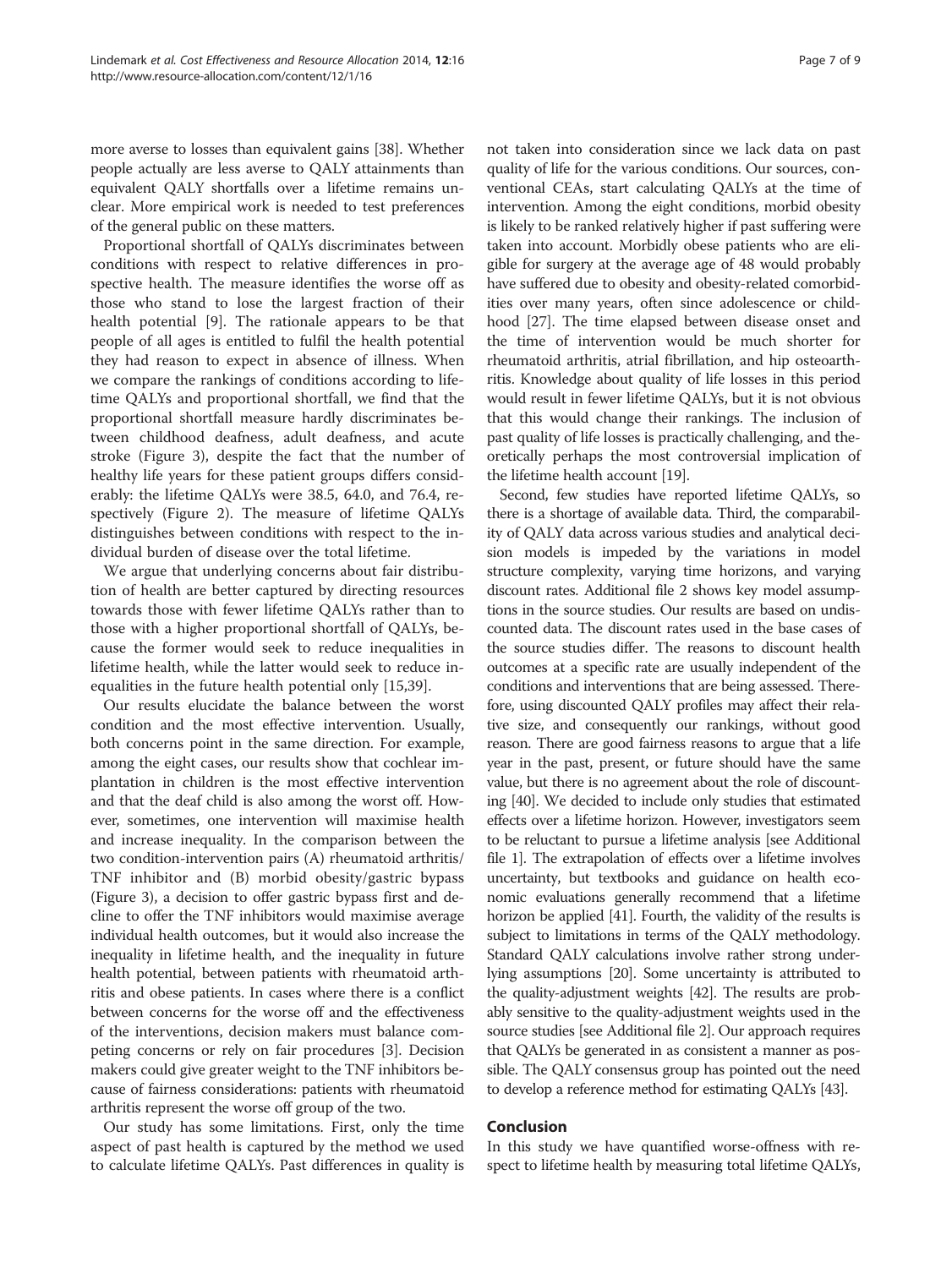more averse to losses than equivalent gains [38]. Whether people actually are less averse to QALY attainments than equivalent QALY shortfalls over a lifetime remains unclear. More empirical work is needed to test preferences of the general public on these matters.

Proportional shortfall of QALYs discriminates between conditions with respect to relative differences in prospective health. The measure identifies the worse off as those who stand to lose the largest fraction of their health potential [9]. The rationale appears to be that people of all ages is entitled to fulfil the health potential they had reason to expect in absence of illness. When we compare the rankings of conditions according to lifetime QALYs and proportional shortfall, we find that the proportional shortfall measure hardly discriminates between childhood deafness, adult deafness, and acute stroke (Figure 3), despite the fact that the number of healthy life years for these patient groups differs considerably: the lifetime QALYs were 38.5, 64.0, and 76.4, respectively (Figure 2). The measure of lifetime QALYs distinguishes between conditions with respect to the individual burden of disease over the total lifetime.

We argue that underlying concerns about fair distribution of health are better captured by directing resources towards those with fewer lifetime QALYs rather than to those with a higher proportional shortfall of QALYs, because the former would seek to reduce inequalities in lifetime health, while the latter would seek to reduce inequalities in the future health potential only [15,39].

Our results elucidate the balance between the worst condition and the most effective intervention. Usually, both concerns point in the same direction. For example, among the eight cases, our results show that cochlear implantation in children is the most effective intervention and that the deaf child is also among the worst off. However, sometimes, one intervention will maximise health and increase inequality. In the comparison between the two condition-intervention pairs (A) rheumatoid arthritis/TNF inhibitor and (B) morbid obesity/gastric bypass (Figure 3), a decision to offer gastric bypass first and decline to offer the TNF inhibitors would maximise average individual health outcomes, but it would also increase the inequality in lifetime health, and the inequality in future health potential, between patients with rheumatoid arthritis and obese patients. In cases where there is a conflict between concerns for the worse off and the effectiveness of the interventions, decision makers must balance competing concerns or rely on fair procedures [3]. Decision makers could give greater weight to the TNF inhibitors because of fairness considerations: patients with rheumatoid arthritis represent the worse off group of the two.

Our study has some limitations. First, only the time aspect of past health is captured by the method we used to calculate lifetime QALYs. Past differences in quality is not taken into consideration since we lack data on past quality of life for the various conditions. Our sources, conventional CEAs, start calculating QALYs at the time of intervention. Among the eight conditions, morbid obesity is likely to be ranked relatively higher if past suffering were taken into account. Morbidly obese patients who are eligible for surgery at the average age of 48 would probably have suffered due to obesity and obesity-related comorbidities over many years, often since adolescence or childhood [27]. The time elapsed between disease onset and the time of intervention would be much shorter for rheumatoid arthritis, atrial fibrillation, and hip osteoarthritis. Knowledge about quality of life losses in this period would result in fewer lifetime QALYs, but it is not obvious that this would change their rankings. The inclusion of past quality of life losses is practically challenging, and theoretically perhaps the most controversial implication of the lifetime health account [19].

Second, few studies have reported lifetime QALYs, so there is a shortage of available data. Third, the comparability of QALY data across various studies and analytical decision models is impeded by the variations in model structure complexity, varying time horizons, and varying discount rates. Additional file 2 shows key model assumptions in the source studies. Our results are based on undiscounted data. The discount rates used in the base cases of the source studies differ. The reasons to discount health outcomes at a specific rate are usually independent of the conditions and interventions that are being assessed. Therefore, using discounted QALY profiles may affect their relative size, and consequently our rankings, without good reason. There are good fairness reasons to argue that a life year in the past, present, or future should have the same value, but there is no agreement about the role of discounting [40]. We decided to include only studies that estimated effects over a lifetime horizon. However, investigators seem to be reluctant to pursue a lifetime analysis [see Additional file 1]. The extrapolation of effects over a lifetime involves uncertainty, but textbooks and guidance on health economic evaluations generally recommend that a lifetime horizon be applied [41]. Fourth, the validity of the results is subject to limitations in terms of the QALY methodology. Standard QALY calculations involve rather strong underlying assumptions [20]. Some uncertainty is attributed to the quality-adjustment weights [42]. The results are probably sensitive to the quality-adjustment weights used in the source studies [see Additional file 2]. Our approach requires that QALYs be generated in as consistent a manner as possible. The QALY consensus group has pointed out the need to develop a reference method for estimating QALYs [43].

## Conclusion

In this study we have quantified worse-offness with respect to lifetime health by measuring total lifetime QALYs,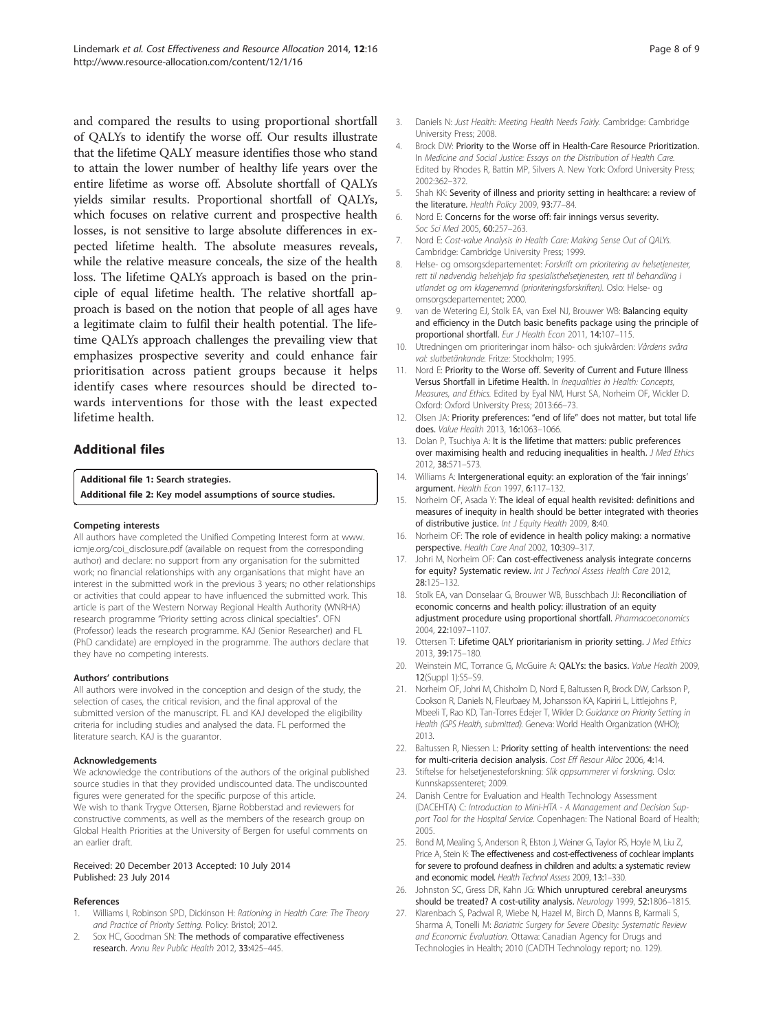and compared the results to using proportional shortfall of QALYs to identify the worse off. Our results illustrate that the lifetime QALY measure identifies those who stand to attain the lower number of healthy life years over the entire lifetime as worse off. Absolute shortfall of QALYs yields similar results. Proportional shortfall of QALYs, which focuses on relative current and prospective health losses, is not sensitive to large absolute differences in expected lifetime health. The absolute measures reveals, while the relative measure conceals, the size of the health loss. The lifetime QALYs approach is based on the principle of equal lifetime health. The relative shortfall approach is based on the notion that people of all ages have a legitimate claim to fulfil their health potential. The lifetime QALYs approach challenges the prevailing view that emphasizes prospective severity and could enhance fair prioritisation across patient groups because it helps identify cases where resources should be directed towards interventions for those with the least expected lifetime health.

## Additional files

**Additional file 1: Search strategies.**
**Additional file 2: Key model assumptions of source studies.**

#### Competing interests

All authors have completed the Unified Competing Interest form at www.icmje.org/coi_disclosure.pdf (available on request from the corresponding author) and declare: no support from any organisation for the submitted work; no financial relationships with any organisations that might have an interest in the submitted work in the previous 3 years; no other relationships or activities that could appear to have influenced the submitted work. This article is part of the Western Norway Regional Health Authority (WNRHA) research programme "Priority setting across clinical specialties". OFN (Professor) leads the research programme. KAJ (Senior Researcher) and FL (PhD candidate) are employed in the programme. The authors declare that they have no competing interests.

#### Authors' contributions

All authors were involved in the conception and design of the study, the selection of cases, the critical revision, and the final approval of the submitted version of the manuscript. FL and KAJ developed the eligibility criteria for including studies and analysed the data. FL performed the literature search. KAJ is the guarantor.

#### Acknowledgements

We acknowledge the contributions of the authors of the original published source studies in that they provided undiscounted data. The undiscounted figures were generated for the specific purpose of this article.
We wish to thank Trygve Ottersen, Bjarne Robberstad and reviewers for constructive comments, as well as the members of the research group on Global Health Priorities at the University of Bergen for useful comments on an earlier draft.

Received: 20 December 2013 Accepted: 10 July 2014
Published: 23 July 2014

#### References

1. Williams I, Robinson SPD, Dickinson H: *Rationing in Health Care: The Theory and Practice of Priority Setting.* Policy: Bristol; 2012.
2. Sox HC, Goodman SN: **The methods of comparative effectiveness research.** *Annu Rev Public Health* 2012, **33:**425–445.
3. Daniels N: *Just Health: Meeting Health Needs Fairly.* Cambridge: Cambridge University Press; 2008.
4. Brock DW: **Priority to the Worse off in Health-Care Resource Prioritization.** In *Medicine and Social Justice: Essays on the Distribution of Health Care.* Edited by Rhodes R, Battin MP, Silvers A. New York: Oxford University Press; 2002:362–372.
5. Shah KK: **Severity of illness and priority setting in healthcare: a review of the literature.** *Health Policy* 2009, **93:**77–84.
6. Nord E: **Concerns for the worse off: fair innings versus severity.** *Soc Sci Med* 2005, **60:**257–263.
7. Nord E: *Cost-value Analysis in Health Care: Making Sense Out of QALYs.* Cambridge: Cambridge University Press; 1999.
8. Helse- og omsorgsdepartementet: *Forskrift om prioritering av helsetjenester, rett til nødvendig helsehjelp fra spesialisthelsetjenesten, rett til behandling i utlandet og om klagenemnd (prioriteringsforskriften).* Oslo: Helse- og omsorgsdepartementet; 2000.
9. van de Wetering EJ, Stolk EA, van Exel NJ, Brouwer WB: **Balancing equity and efficiency in the Dutch basic benefits package using the principle of proportional shortfall.** *Eur J Health Econ* 2011, **14:**107–115.
10. Utredningen om prioriteringar inom hälso- och sjukvården: *Vårdens svåra val: slutbetänkande.* Fritze: Stockholm; 1995.
11. Nord E: **Priority to the Worse off. Severity of Current and Future Illness Versus Shortfall in Lifetime Health.** In *Inequalities in Health: Concepts, Measures, and Ethics.* Edited by Eyal NM, Hurst SA, Norheim OF, Wickler D. Oxford: Oxford University Press; 2013:66–73.
12. Olsen JA: **Priority preferences: "end of life" does not matter, but total life does.** *Value Health* 2013, **16:**1063–1066.
13. Dolan P, Tsuchiya A: **It is the lifetime that matters: public preferences over maximising health and reducing inequalities in health.** *J Med Ethics* 2012, **38:**571–573.
14. Williams A: **Intergenerational equity: an exploration of the 'fair innings' argument.** *Health Econ* 1997, **6:**117–132.
15. Norheim OF, Asada Y: **The ideal of equal health revisited: definitions and measures of inequity in health should be better integrated with theories of distributive justice.** *Int J Equity Health* 2009, **8:**40.
16. Norheim OF: **The role of evidence in health policy making: a normative perspective.** *Health Care Anal* 2002, **10:**309–317.
17. Johri M, Norheim OF: **Can cost-effectiveness analysis integrate concerns for equity? Systematic review.** *Int J Technol Assess Health Care* 2012, **28:**125–132.
18. Stolk EA, van Donselaar G, Brouwer WB, Busschbach JJ: **Reconciliation of economic concerns and health policy: illustration of an equity adjustment procedure using proportional shortfall.** *Pharmacoeconomics* 2004, **22:**1097–1107.
19. Ottersen T: **Lifetime QALY prioritarianism in priority setting.** *J Med Ethics* 2013, **39:**175–180.
20. Weinstein MC, Torrance G, McGuire A: **QALYs: the basics.** *Value Health* 2009, **12**(Suppl 1):S5–S9.
21. Norheim OF, Johri M, Chisholm D, Nord E, Baltussen R, Brock DW, Carlsson P, Cookson R, Daniels N, Fleurbaey M, Johansson KA, Kapiriri L, Littlejohns P, Mbeeli T, Rao KD, Tan-Torres Edejer T, Wikler D: *Guidance on Priority Setting in Health (GPS Health, submitted).* Geneva: World Health Organization (WHO); 2013.
22. Baltussen R, Niessen L: **Priority setting of health interventions: the need for multi-criteria decision analysis.** *Cost Eff Resour Alloc* 2006, **4:**14.
23. Stiftelse for helsetjenesteforskning: *Slik oppsummerer vi forskning.* Oslo: Kunnskapssenteret; 2009.
24. Danish Centre for Evaluation and Health Technology Assessment (DACEHTA) C: *Introduction to Mini-HTA - A Management and Decision Support Tool for the Hospital Service.* Copenhagen: The National Board of Health; 2005.
25. Bond M, Mealing S, Anderson R, Elston J, Weiner G, Taylor RS, Hoyle M, Liu Z, Price A, Stein K: **The effectiveness and cost-effectiveness of cochlear implants for severe to profound deafness in children and adults: a systematic review and economic model.** *Health Technol Assess* 2009, **13:**1–330.
26. Johnston SC, Gress DR, Kahn JG: **Which unruptured cerebral aneurysms should be treated? A cost-utility analysis.** *Neurology* 1999, **52:**1806–1815.
27. Klarenbach S, Padwal R, Wiebe N, Hazel M, Birch D, Manns B, Karmali S, Sharma A, Tonelli M: *Bariatric Surgery for Severe Obesity: Systematic Review and Economic Evaluation.* Ottawa: Canadian Agency for Drugs and Technologies in Health; 2010 (CADTH Technology report; no. 129).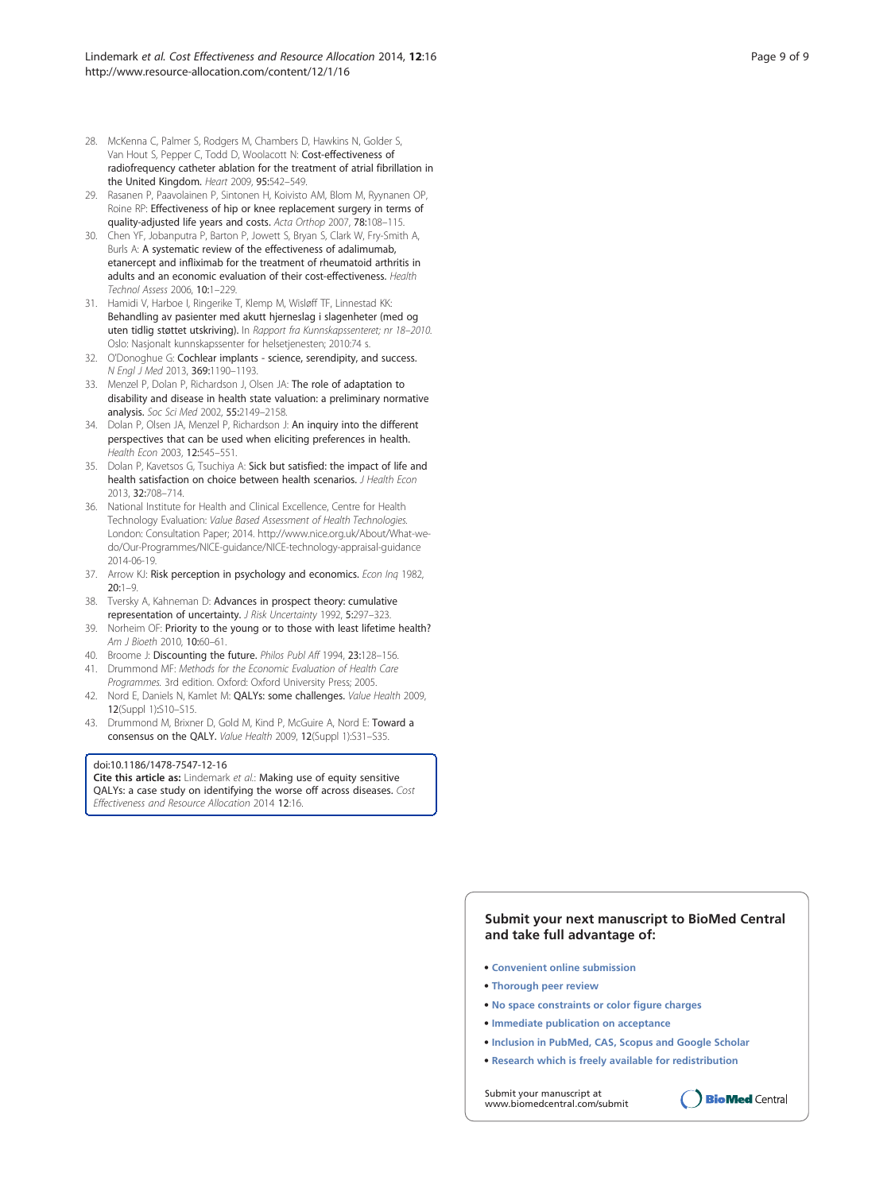28. McKenna C, Palmer S, Rodgers M, Chambers D, Hawkins N, Golder S, Van Hout S, Pepper C, Todd D, Woolacott N: **Cost-effectiveness of radiofrequency catheter ablation for the treatment of atrial fibrillation in the United Kingdom.** *Heart* 2009, **95:**542–549.
29. Rasanen P, Paavolainen P, Sintonen H, Koivisto AM, Blom M, Ryynanen OP, Roine RP: **Effectiveness of hip or knee replacement surgery in terms of quality-adjusted life years and costs.** *Acta Orthop* 2007, **78:**108–115.
30. Chen YF, Jobanputra P, Barton P, Jowett S, Bryan S, Clark W, Fry-Smith A, Burls A: **A systematic review of the effectiveness of adalimumab, etanercept and infliximab for the treatment of rheumatoid arthritis in adults and an economic evaluation of their cost-effectiveness.** *Health Technol Assess* 2006, **10:**1–229.
31. Hamidi V, Harboe I, Ringerike T, Klemp M, Wisløff TF, Linnestad KK: **Behandling av pasienter med akutt hjerneslag i slagenheter (med og uten tidlig støttet utskriving).** In *Rapport fra Kunnskapssenteret; nr 18–2010.* Oslo: Nasjonalt kunnskapssenter for helsetjenesten; 2010:74 s.
32. O'Donoghue G: **Cochlear implants - science, serendipity, and success.** *N Engl J Med* 2013, **369:**1190–1193.
33. Menzel P, Dolan P, Richardson J, Olsen JA: **The role of adaptation to disability and disease in health state valuation: a preliminary normative analysis.** *Soc Sci Med* 2002, **55:**2149–2158.
34. Dolan P, Olsen JA, Menzel P, Richardson J: **An inquiry into the different perspectives that can be used when eliciting preferences in health.** *Health Econ* 2003, **12:**545–551.
35. Dolan P, Kavetsos G, Tsuchiya A: **Sick but satisfied: the impact of life and health satisfaction on choice between health scenarios.** *J Health Econ* 2013, **32:**708–714.
36. National Institute for Health and Clinical Excellence, Centre for Health Technology Evaluation: *Value Based Assessment of Health Technologies.* London: Consultation Paper; 2014. http://www.nice.org.uk/About/What-we-do/Our-Programmes/NICE-guidance/NICE-technology-appraisal-guidance 2014-06-19.
37. Arrow KJ: **Risk perception in psychology and economics.** *Econ Inq* 1982, **20:**1–9.
38. Tversky A, Kahneman D: **Advances in prospect theory: cumulative representation of uncertainty.** *J Risk Uncertainty* 1992, **5:**297–323.
39. Norheim OF: **Priority to the young or to those with least lifetime health?** *Am J Bioeth* 2010, **10:**60–61.
40. Broome J: **Discounting the future.** *Philos Publ Aff* 1994, **23:**128–156.
41. Drummond MF: *Methods for the Economic Evaluation of Health Care Programmes.* 3rd edition. Oxford: Oxford University Press; 2005.
42. Nord E, Daniels N, Kamlet M: **QALYs: some challenges.** *Value Health* 2009, **12**(Suppl 1)**:**S10–S15.
43. Drummond M, Brixner D, Gold M, Kind P, McGuire A, Nord E: **Toward a consensus on the QALY.** *Value Health* 2009, **12**(Suppl 1):S31–S35.

doi:10.1186/1478-7547-12-16
**Cite this article as:** Lindemark *et al.*: Making use of equity sensitive QALYs: a case study on identifying the worse off across diseases. *Cost Effectiveness and Resource Allocation* 2014 **12**:16.

**Submit your next manuscript to BioMed Central and take full advantage of:**

- Convenient online submission
- Thorough peer review
- No space constraints or color figure charges
- Immediate publication on acceptance
- Inclusion in PubMed, CAS, Scopus and Google Scholar
- Research which is freely available for redistribution

Submit your manuscript at
www.biomedcentral.com/submit

BioMed Central